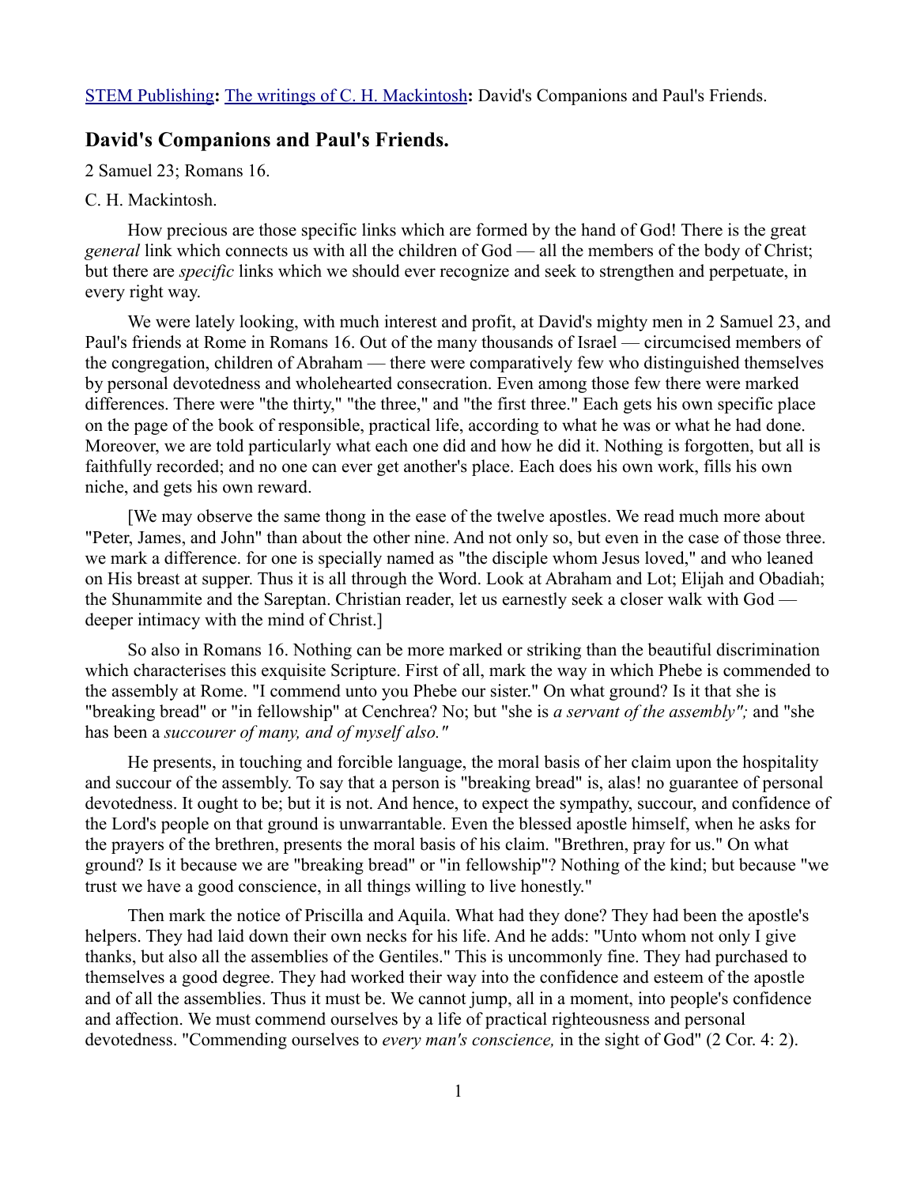STEM Publishing**:** The writings of C. H. Mackintosh**:** David's Companions and Paul's Friends.

## David's Companions and Paul's Friends.

2 Samuel 23; Romans 16.

C. H. Mackintosh.

How precious are those specific links which are formed by the hand of God! There is the great *general* link which connects us with all the children of God — all the members of the body of Christ; but there are *specific* links which we should ever recognize and seek to strengthen and perpetuate, in every right way.

We were lately looking, with much interest and profit, at David's mighty men in 2 Samuel 23, and Paul's friends at Rome in Romans 16. Out of the many thousands of Israel — circumcised members of the congregation, children of Abraham — there were comparatively few who distinguished themselves by personal devotedness and wholehearted consecration. Even among those few there were marked differences. There were "the thirty," "the three," and "the first three." Each gets his own specific place on the page of the book of responsible, practical life, according to what he was or what he had done. Moreover, we are told particularly what each one did and how he did it. Nothing is forgotten, but all is faithfully recorded; and no one can ever get another's place. Each does his own work, fills his own niche, and gets his own reward.

[We may observe the same thong in the ease of the twelve apostles. We read much more about "Peter, James, and John" than about the other nine. And not only so, but even in the case of those three. we mark a difference. for one is specially named as "the disciple whom Jesus loved," and who leaned on His breast at supper. Thus it is all through the Word. Look at Abraham and Lot; Elijah and Obadiah; the Shunammite and the Sareptan. Christian reader, let us earnestly seek a closer walk with God — deeper intimacy with the mind of Christ.]

So also in Romans 16. Nothing can be more marked or striking than the beautiful discrimination which characterises this exquisite Scripture. First of all, mark the way in which Phebe is commended to the assembly at Rome. "I commend unto you Phebe our sister." On what ground? Is it that she is "breaking bread" or "in fellowship" at Cenchrea? No; but "she is *a servant of the assembly";* and "she has been a *succourer of many, and of myself also."*

He presents, in touching and forcible language, the moral basis of her claim upon the hospitality and succour of the assembly. To say that a person is "breaking bread" is, alas! no guarantee of personal devotedness. It ought to be; but it is not. And hence, to expect the sympathy, succour, and confidence of the Lord's people on that ground is unwarrantable. Even the blessed apostle himself, when he asks for the prayers of the brethren, presents the moral basis of his claim. "Brethren, pray for us." On what ground? Is it because we are "breaking bread" or "in fellowship"? Nothing of the kind; but because "we trust we have a good conscience, in all things willing to live honestly."

Then mark the notice of Priscilla and Aquila. What had they done? They had been the apostle's helpers. They had laid down their own necks for his life. And he adds: "Unto whom not only I give thanks, but also all the assemblies of the Gentiles." This is uncommonly fine. They had purchased to themselves a good degree. They had worked their way into the confidence and esteem of the apostle and of all the assemblies. Thus it must be. We cannot jump, all in a moment, into people's confidence and affection. We must commend ourselves by a life of practical righteousness and personal devotedness. "Commending ourselves to *every man's conscience,* in the sight of God" (2 Cor. 4: 2).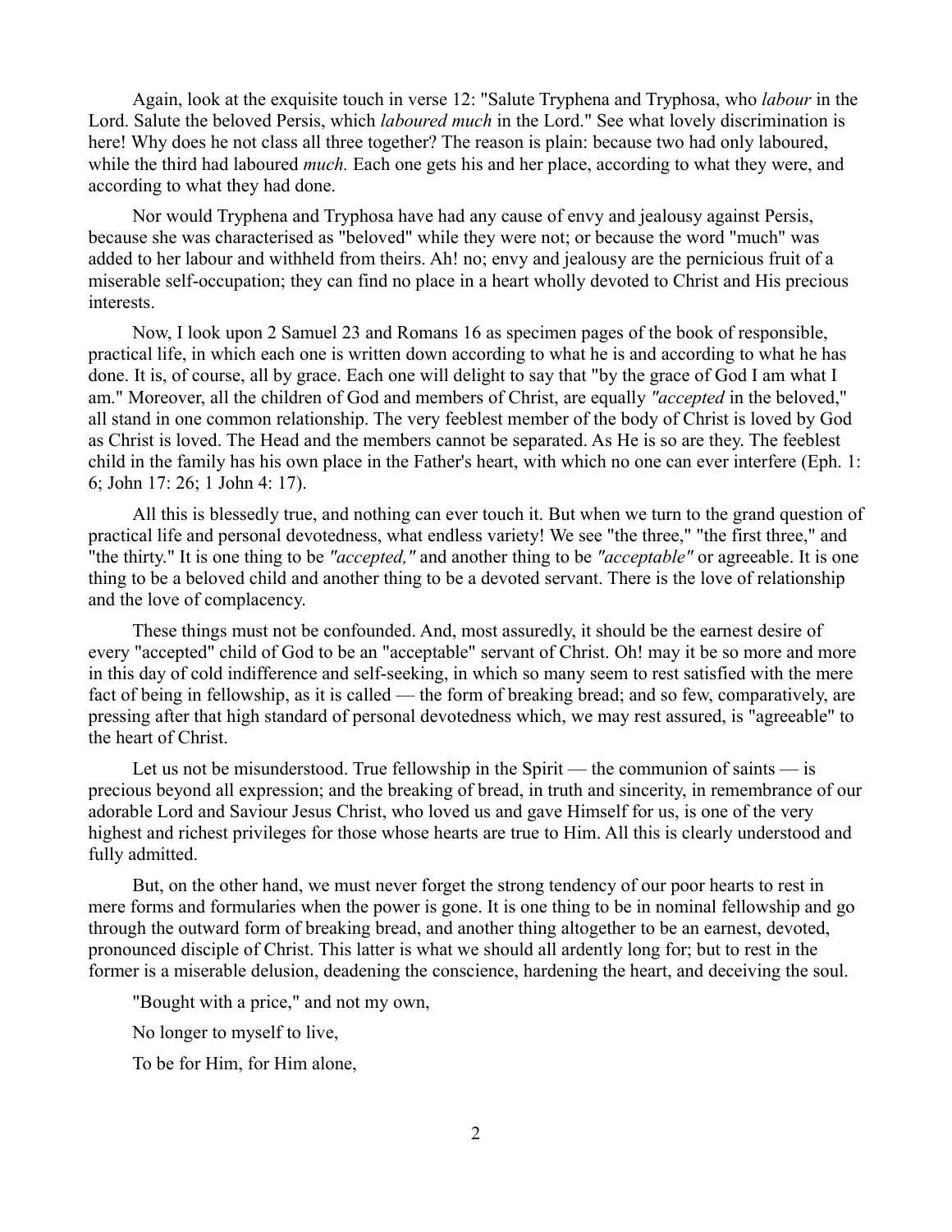Again, look at the exquisite touch in verse 12: "Salute Tryphena and Tryphosa, who *labour* in the Lord. Salute the beloved Persis, which *laboured much* in the Lord." See what lovely discrimination is here! Why does he not class all three together? The reason is plain: because two had only laboured, while the third had laboured *much.* Each one gets his and her place, according to what they were, and according to what they had done.

Nor would Tryphena and Tryphosa have had any cause of envy and jealousy against Persis, because she was characterised as "beloved" while they were not; or because the word "much" was added to her labour and withheld from theirs. Ah! no; envy and jealousy are the pernicious fruit of a miserable self-occupation; they can find no place in a heart wholly devoted to Christ and His precious interests.

Now, I look upon 2 Samuel 23 and Romans 16 as specimen pages of the book of responsible, practical life, in which each one is written down according to what he is and according to what he has done. It is, of course, all by grace. Each one will delight to say that "by the grace of God I am what I am." Moreover, all the children of God and members of Christ, are equally *"accepted* in the beloved," all stand in one common relationship. The very feeblest member of the body of Christ is loved by God as Christ is loved. The Head and the members cannot be separated. As He is so are they. The feeblest child in the family has his own place in the Father's heart, with which no one can ever interfere (Eph. 1: 6; John 17: 26; 1 John 4: 17).

All this is blessedly true, and nothing can ever touch it. But when we turn to the grand question of practical life and personal devotedness, what endless variety! We see "the three," "the first three," and "the thirty." It is one thing to be *"accepted,"* and another thing to be *"acceptable"* or agreeable. It is one thing to be a beloved child and another thing to be a devoted servant. There is the love of relationship and the love of complacency.

These things must not be confounded. And, most assuredly, it should be the earnest desire of every "accepted" child of God to be an "acceptable" servant of Christ. Oh! may it be so more and more in this day of cold indifference and self-seeking, in which so many seem to rest satisfied with the mere fact of being in fellowship, as it is called — the form of breaking bread; and so few, comparatively, are pressing after that high standard of personal devotedness which, we may rest assured, is "agreeable" to the heart of Christ.

Let us not be misunderstood. True fellowship in the Spirit — the communion of saints — is precious beyond all expression; and the breaking of bread, in truth and sincerity, in remembrance of our adorable Lord and Saviour Jesus Christ, who loved us and gave Himself for us, is one of the very highest and richest privileges for those whose hearts are true to Him. All this is clearly understood and fully admitted.

But, on the other hand, we must never forget the strong tendency of our poor hearts to rest in mere forms and formularies when the power is gone. It is one thing to be in nominal fellowship and go through the outward form of breaking bread, and another thing altogether to be an earnest, devoted, pronounced disciple of Christ. This latter is what we should all ardently long for; but to rest in the former is a miserable delusion, deadening the conscience, hardening the heart, and deceiving the soul.

"Bought with a price," and not my own,

No longer to myself to live,

To be for Him, for Him alone,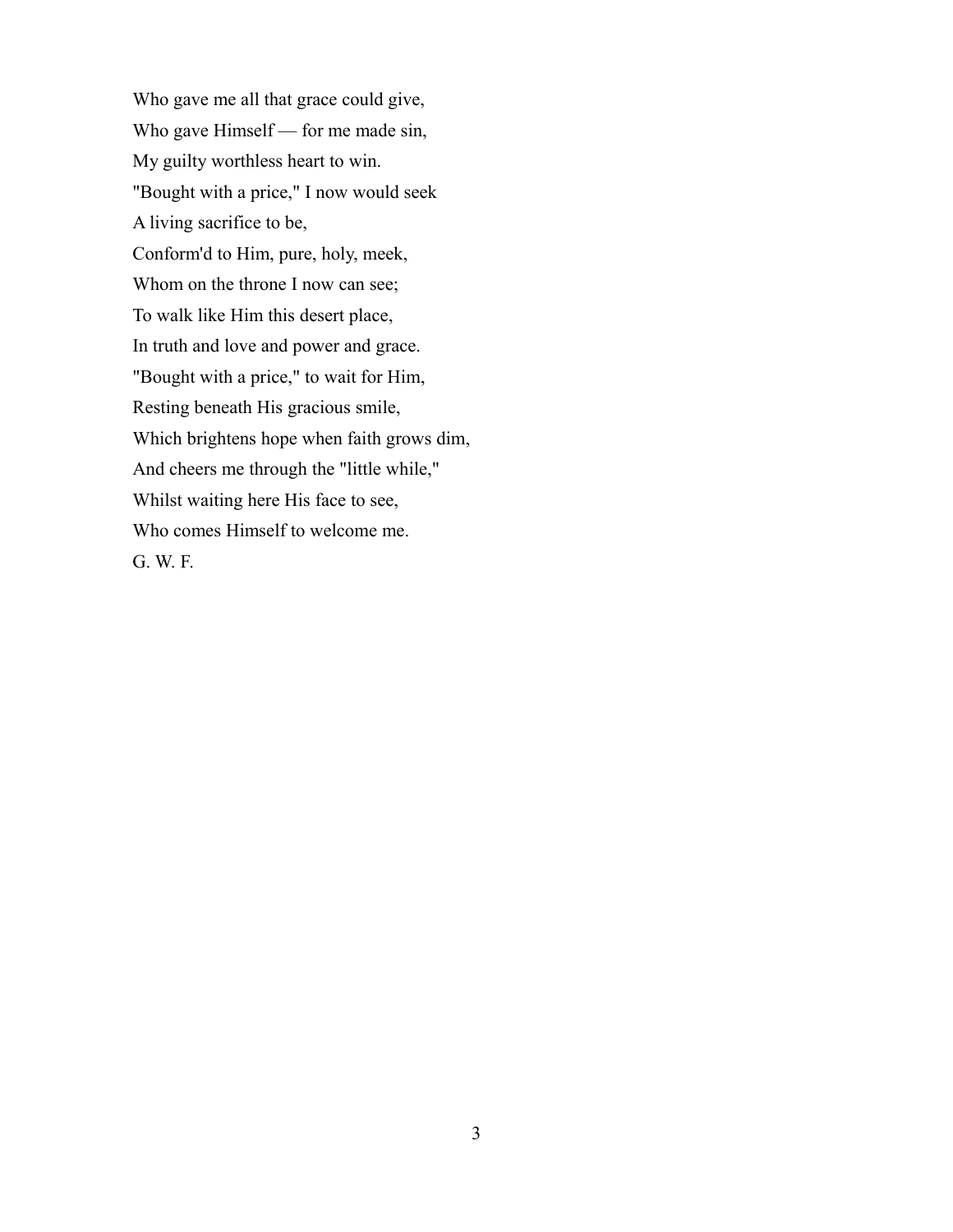Who gave me all that grace could give,
Who gave Himself — for me made sin,
My guilty worthless heart to win.
"Bought with a price," I now would seek
A living sacrifice to be,
Conform'd to Him, pure, holy, meek,
Whom on the throne I now can see;
To walk like Him this desert place,
In truth and love and power and grace.
"Bought with a price," to wait for Him,
Resting beneath His gracious smile,
Which brightens hope when faith grows dim,
And cheers me through the "little while,"
Whilst waiting here His face to see,
Who comes Himself to welcome me.
G. W. F.